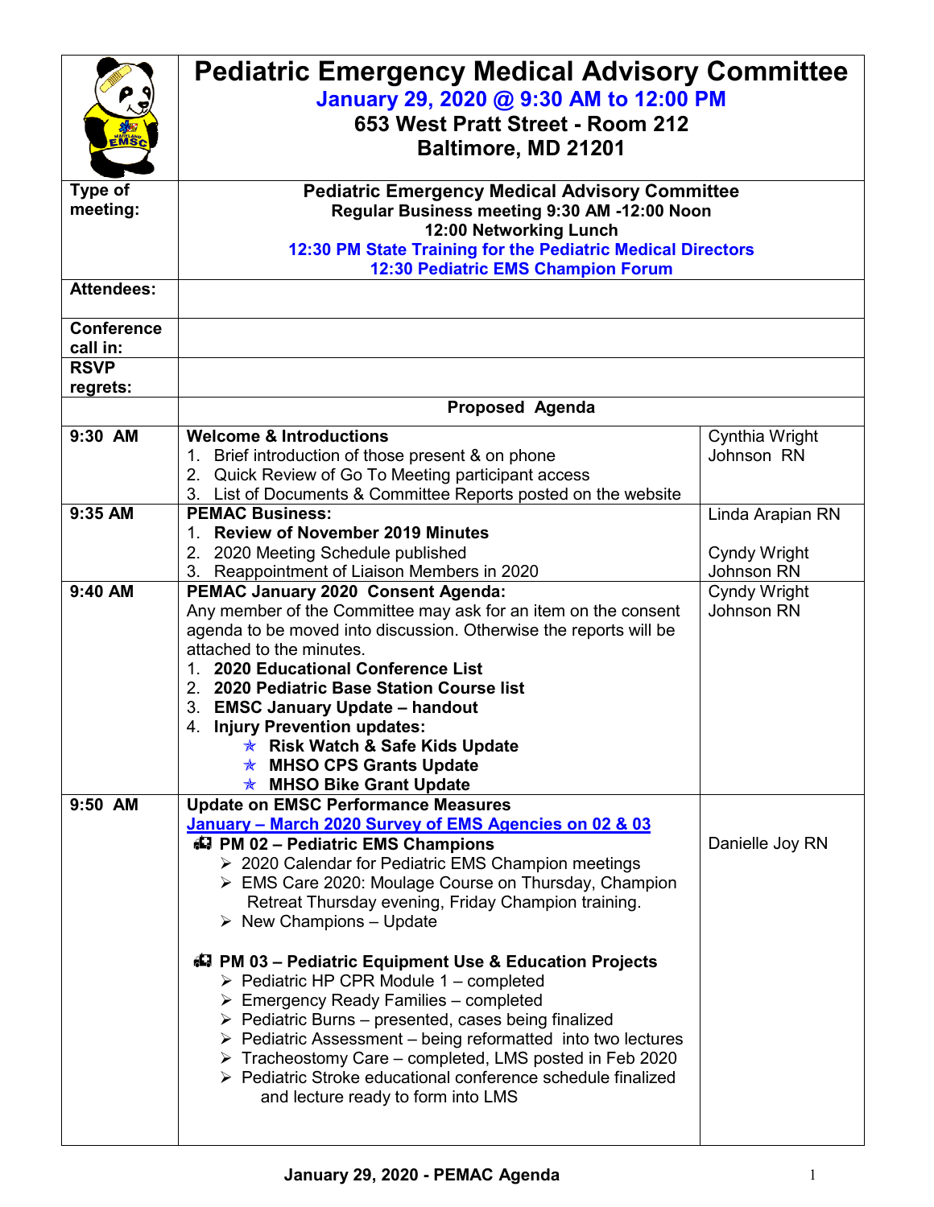# Pediatric Emergency Medical Advisory Committee

**January 29, 2020 @ 9:30 AM to 12:00 PM**

**653 West Pratt Street - Room 212**

**Baltimore, MD 21201**

| | | |
|---|---|---|
| **Type of meeting:** | **Pediatric Emergency Medical Advisory Committee**<br>**Regular Business meeting 9:30 AM -12:00 Noon**<br>**12:00 Networking Lunch**<br>**12:30 PM State Training for the Pediatric Medical Directors**<br>**12:30 Pediatric EMS Champion Forum** | |
| **Attendees:** | | |
| **Conference call in:** | | |
| **RSVP regrets:** | | |
| | **Proposed Agenda** | |
| **9:30 AM** | **Welcome & Introductions**<br>1. Brief introduction of those present & on phone<br>2. Quick Review of Go To Meeting participant access<br>3. List of Documents & Committee Reports posted on the website | Cynthia Wright Johnson RN |
| **9:35 AM** | **PEMAC Business:**<br>1. **Review of November 2019 Minutes**<br>2. 2020 Meeting Schedule published<br>3. Reappointment of Liaison Members in 2020 | Linda Arapian RN<br><br>Cyndy Wright Johnson RN |
| **9:40 AM** | **PEMAC January 2020 Consent Agenda:**<br>Any member of the Committee may ask for an item on the consent agenda to be moved into discussion. Otherwise the reports will be attached to the minutes.<br>1. **2020 Educational Conference List**<br>2. **2020 Pediatric Base Station Course list**<br>3. **EMSC January Update – handout**<br>4. **Injury Prevention updates:**<br>- **Risk Watch & Safe Kids Update**<br>- **MHSO CPS Grants Update**<br>- **MHSO Bike Grant Update** | Cyndy Wright Johnson RN |
| **9:50 AM** | **Update on EMSC Performance Measures**<br>January – March 2020 Survey of EMS Agencies on 02 & 03<br>**PM 02 – Pediatric EMS Champions**<br>- 2020 Calendar for Pediatric EMS Champion meetings<br>- EMS Care 2020: Moulage Course on Thursday, Champion Retreat Thursday evening, Friday Champion training.<br>- New Champions – Update<br><br>**PM 03 – Pediatric Equipment Use & Education Projects**<br>- Pediatric HP CPR Module 1 – completed<br>- Emergency Ready Families – completed<br>- Pediatric Burns – presented, cases being finalized<br>- Pediatric Assessment – being reformatted into two lectures<br>- Tracheostomy Care – completed, LMS posted in Feb 2020<br>- Pediatric Stroke educational conference schedule finalized and lecture ready to form into LMS | Danielle Joy RN |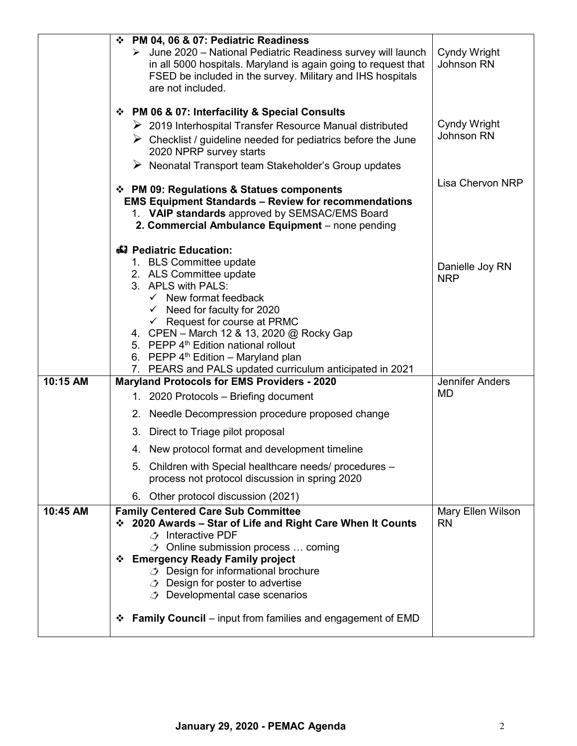| | | |
|---|---|---|
| | ❖ **PM 04, 06 & 07: Pediatric Readiness**<br>➢ June 2020 – National Pediatric Readiness survey will launch in all 5000 hospitals. Maryland is again going to request that FSED be included in the survey. Military and IHS hospitals are not included.<br><br>❖ **PM 06 & 07: Interfacility & Special Consults**<br>➢ 2019 Interhospital Transfer Resource Manual distributed<br>➢ Checklist / guideline needed for pediatrics before the June 2020 NPRP survey starts<br>➢ Neonatal Transport team Stakeholder's Group updates<br><br>❖ **PM 09: Regulations & Statues components**<br>**EMS Equipment Standards – Review for recommendations**<br>1. **VAIP standards** approved by SEMSAC/EMS Board<br>2. **Commercial Ambulance Equipment** – none pending<br><br>**Pediatric Education:**<br>1. BLS Committee update<br>2. ALS Committee update<br>3. APLS with PALS:<br>✓ New format feedback<br>✓ Need for faculty for 2020<br>✓ Request for course at PRMC<br>4. CPEN – March 12 & 13, 2020 @ Rocky Gap<br>5. PEPP 4th Edition national rollout<br>6. PEPP 4th Edition – Maryland plan<br>7. PEARS and PALS updated curriculum anticipated in 2021 | Cyndy Wright Johnson RN<br><br>Cyndy Wright Johnson RN<br><br>Lisa Chervon NRP<br><br>Danielle Joy RN NRP |
| **10:15 AM** | **Maryland Protocols for EMS Providers - 2020**<br>1. 2020 Protocols – Briefing document<br>2. Needle Decompression procedure proposed change<br>3. Direct to Triage pilot proposal<br>4. New protocol format and development timeline<br>5. Children with Special healthcare needs/ procedures – process not protocol discussion in spring 2020<br>6. Other protocol discussion (2021) | Jennifer Anders MD |
| **10:45 AM** | **Family Centered Care Sub Committee**<br>❖ **2020 Awards – Star of Life and Right Care When It Counts**<br>Interactive PDF<br>Online submission process … coming<br>❖ **Emergency Ready Family project**<br>Design for informational brochure<br>Design for poster to advertise<br>Developmental case scenarios<br><br>❖ **Family Council** – input from families and engagement of EMD | Mary Ellen Wilson RN |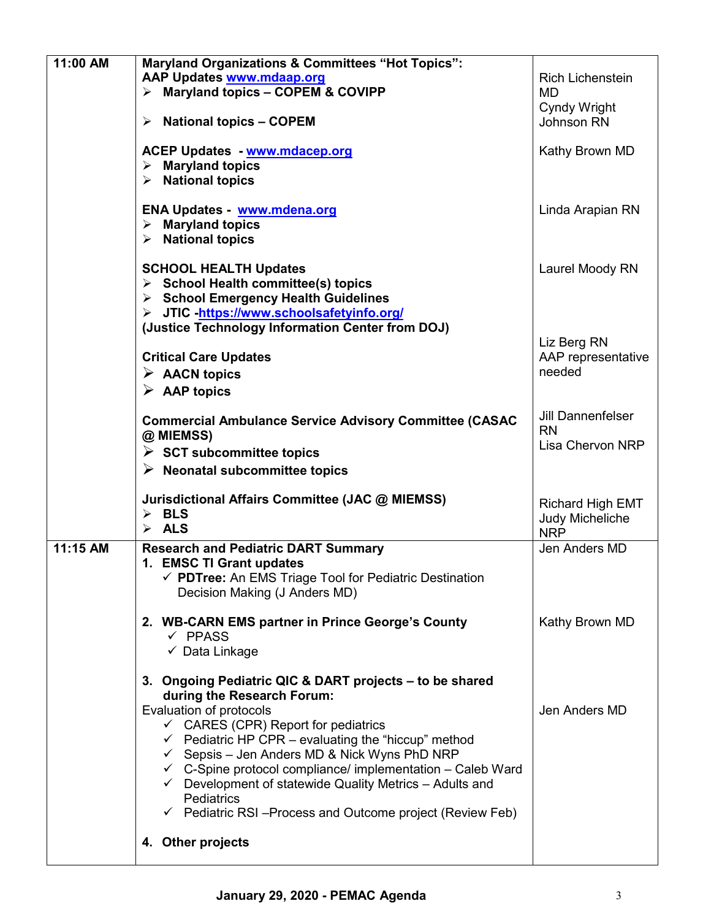| | | |
|---|---|---|
| **11:00 AM** | **Maryland Organizations & Committees "Hot Topics":**<br>**AAP Updates [www.mdaap.org](www.mdaap.org)**<br>➢ **Maryland topics – COPEM & COVIPP**<br>➢ **National topics – COPEM**<br><br>**ACEP Updates - [www.mdacep.org](www.mdacep.org)**<br>➢ **Maryland topics**<br>➢ **National topics**<br><br>**ENA Updates - [www.mdena.org](www.mdena.org)**<br>➢ **Maryland topics**<br>➢ **National topics**<br><br>**SCHOOL HEALTH Updates**<br>➢ **School Health committee(s) topics**<br>➢ **School Emergency Health Guidelines**<br>➢ **JTIC -[https://www.schoolsafetyinfo.org/](https://www.schoolsafetyinfo.org/)**<br>**(Justice Technology Information Center from DOJ)**<br><br>**Critical Care Updates**<br>➢ **AACN topics**<br>➢ **AAP topics**<br><br>**Commercial Ambulance Service Advisory Committee (CASAC @ MIEMSS)**<br>➢ **SCT subcommittee topics**<br>➢ **Neonatal subcommittee topics**<br><br>**Jurisdictional Affairs Committee (JAC @ MIEMSS)**<br>➢ **BLS**<br>➢ **ALS** | Rich Lichenstein MD<br>Cyndy Wright Johnson RN<br><br>Kathy Brown MD<br><br>Linda Arapian RN<br><br>Laurel Moody RN<br><br>Liz Berg RN<br>AAP representative needed<br><br>Jill Dannenfelser RN<br>Lisa Chervon NRP<br><br>Richard High EMT<br>Judy Micheliche NRP |
| **11:15 AM** | **Research and Pediatric DART Summary**<br>**1. EMSC TI Grant updates**<br>✓ **PDTree:** An EMS Triage Tool for Pediatric Destination Decision Making (J Anders MD)<br><br>**2. WB-CARN EMS partner in Prince George's County**<br>✓ PPASS<br>✓ Data Linkage<br><br>**3. Ongoing Pediatric QIC & DART projects – to be shared during the Research Forum:**<br>Evaluation of protocols<br>✓ CARES (CPR) Report for pediatrics<br>✓ Pediatric HP CPR – evaluating the "hiccup" method<br>✓ Sepsis – Jen Anders MD & Nick Wyns PhD NRP<br>✓ C-Spine protocol compliance/ implementation – Caleb Ward<br>✓ Development of statewide Quality Metrics – Adults and Pediatrics<br>✓ Pediatric RSI –Process and Outcome project (Review Feb)<br><br>**4. Other projects** | Jen Anders MD<br><br>Kathy Brown MD<br><br>Jen Anders MD |

**January 29, 2020 - PEMAC Agenda**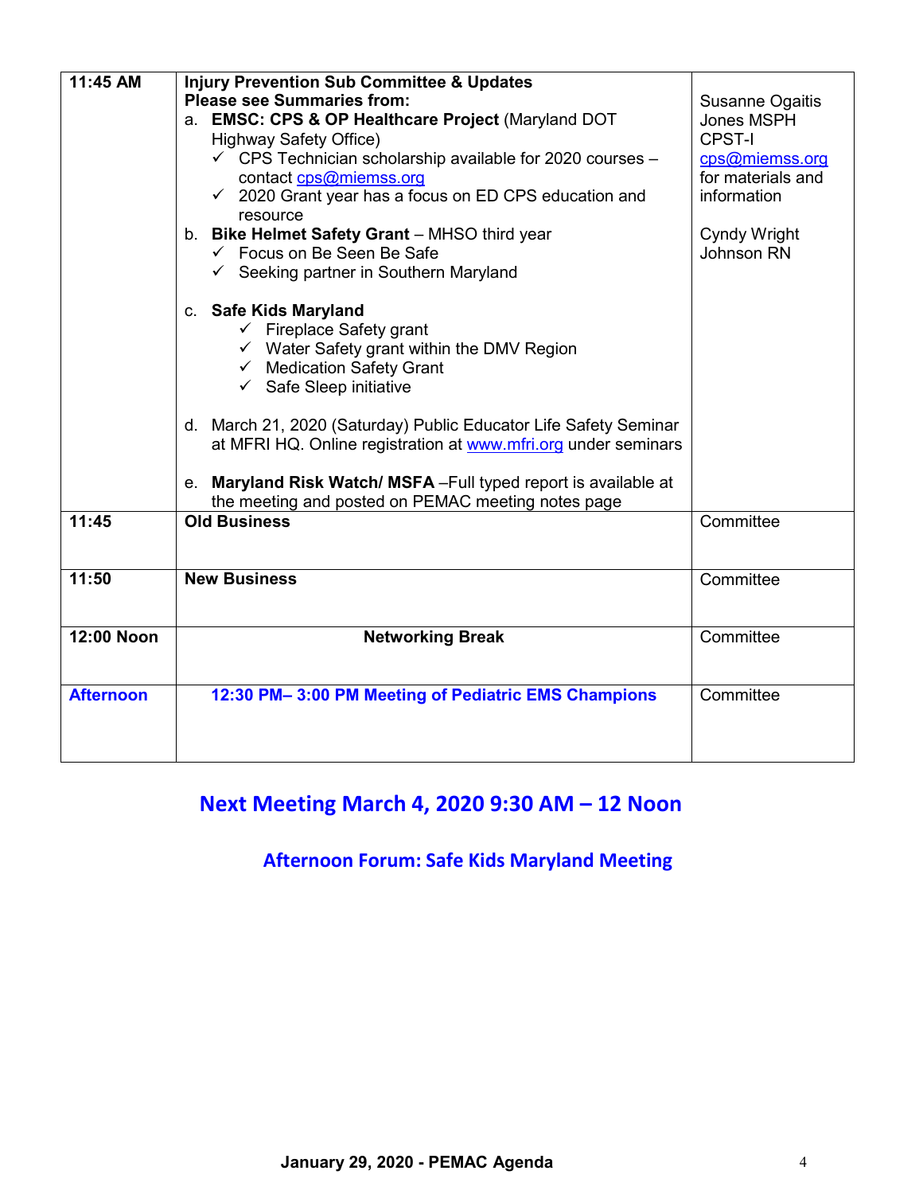| | | |
|---|---|---|
| **11:45 AM** | **Injury Prevention Sub Committee & Updates**<br>**Please see Summaries from:**<br>a. **EMSC: CPS & OP Healthcare Project** (Maryland DOT Highway Safety Office)<br>✓ CPS Technician scholarship available for 2020 courses – contact cps@miemss.org<br>✓ 2020 Grant year has a focus on ED CPS education and resource<br>b. **Bike Helmet Safety Grant** – MHSO third year<br>✓ Focus on Be Seen Be Safe<br>✓ Seeking partner in Southern Maryland<br><br>c. **Safe Kids Maryland**<br>✓ Fireplace Safety grant<br>✓ Water Safety grant within the DMV Region<br>✓ Medication Safety Grant<br>✓ Safe Sleep initiative<br><br>d. March 21, 2020 (Saturday) Public Educator Life Safety Seminar at MFRI HQ. Online registration at www.mfri.org under seminars<br><br>e. **Maryland Risk Watch/ MSFA** –Full typed report is available at the meeting and posted on PEMAC meeting notes page | Susanne Ogaitis Jones MSPH CPST-I<br>cps@miemss.org for materials and information<br><br>Cyndy Wright Johnson RN |
| **11:45** | **Old Business** | Committee |
| **11:50** | **New Business** | Committee |
| **12:00 Noon** | **Networking Break** | Committee |
| **Afternoon** | **12:30 PM– 3:00 PM Meeting of Pediatric EMS Champions** | Committee |

## Next Meeting March 4, 2020 9:30 AM – 12 Noon

### Afternoon Forum: Safe Kids Maryland Meeting

**January 29, 2020 - PEMAC Agenda**